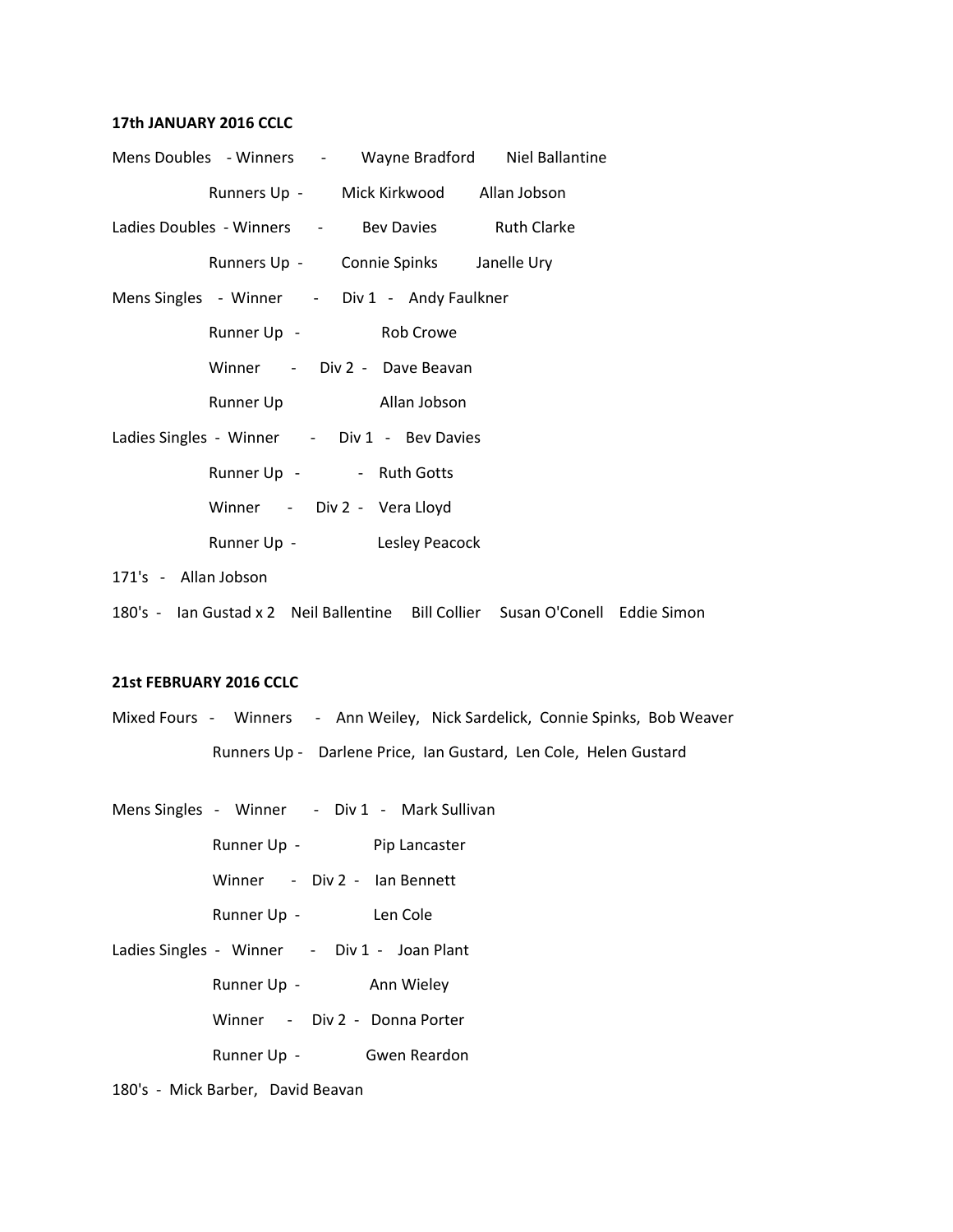**17th JANUARY 2016 CCLC**

Mens Doubles - Winners - Wayne Bradford Niel Ballantine

Runners Up - Mick Kirkwood Allan Jobson

Ladies Doubles - Winners - Bev Davies Ruth Clarke

Runners Up - Connie Spinks Janelle Ury

Mens Singles - Winner - Div 1 - Andy Faulkner

Runner Up - Rob Crowe

Winner - Div 2 - Dave Beavan

Runner Up Allan Jobson

Ladies Singles - Winner - Div 1 - Bev Davies

Runner Up - - Ruth Gotts

Winner - Div 2 - Vera Lloyd

Runner Up - Lesley Peacock

171's - Allan Jobson

180's - Ian Gustad x 2 Neil Ballentine Bill Collier Susan O'Conell Eddie Simon

**21st FEBRUARY 2016 CCLC**

Mixed Fours - Winners - Ann Weiley, Nick Sardelick, Connie Spinks, Bob Weaver

Runners Up - Darlene Price, Ian Gustard, Len Cole, Helen Gustard

Mens Singles - Winner - Div 1 - Mark Sullivan

Runner Up - Pip Lancaster

Winner - Div 2 - Ian Bennett

Runner Up - Len Cole

Ladies Singles - Winner - Div 1 - Joan Plant

Runner Up - Ann Wieley

Winner - Div 2 - Donna Porter

Runner Up - Gwen Reardon

180's - Mick Barber, David Beavan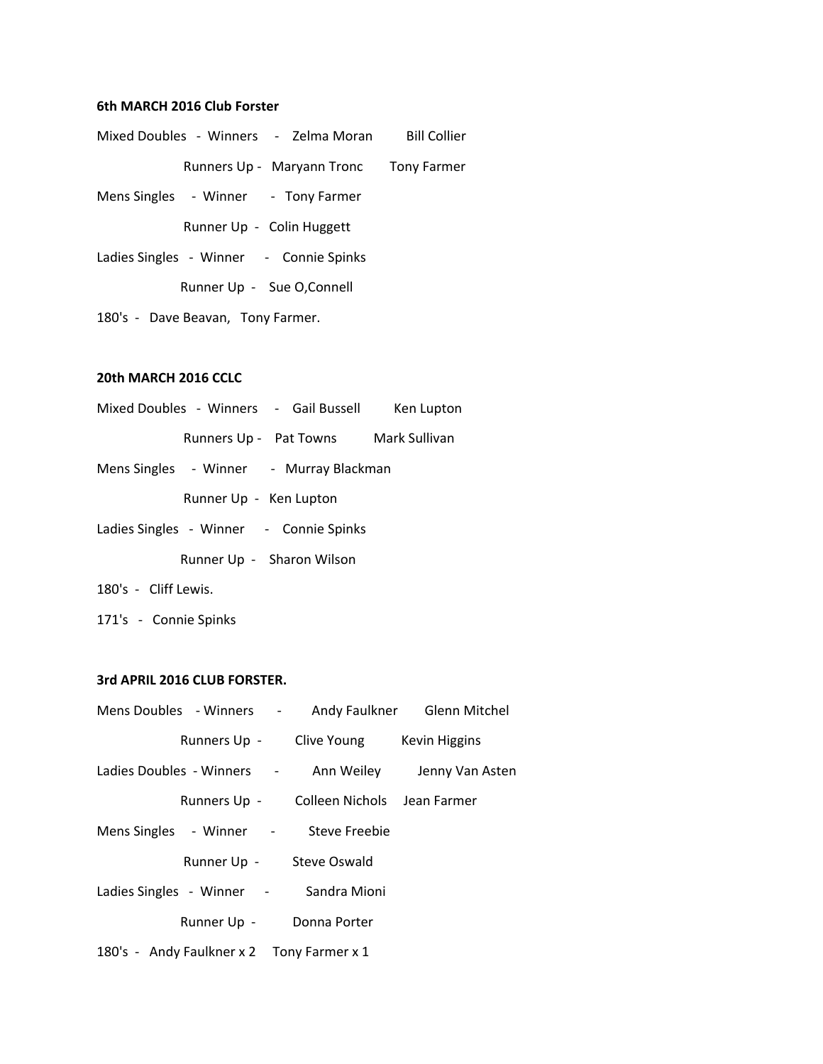**6th MARCH 2016 Club Forster**

Mixed Doubles - Winners - Zelma Moran Bill Collier

Runners Up - Maryann Tronc Tony Farmer

Mens Singles - Winner - Tony Farmer

Runner Up - Colin Huggett

Ladies Singles - Winner - Connie Spinks

Runner Up - Sue O,Connell

180's - Dave Beavan, Tony Farmer.

**20th MARCH 2016 CCLC**

Mixed Doubles - Winners - Gail Bussell Ken Lupton

Runners Up - Pat Towns Mark Sullivan

Mens Singles - Winner - Murray Blackman

Runner Up - Ken Lupton

Ladies Singles - Winner - Connie Spinks

Runner Up - Sharon Wilson

180's - Cliff Lewis.

171's - Connie Spinks

**3rd APRIL 2016 CLUB FORSTER.**

Mens Doubles - Winners - Andy Faulkner Glenn Mitchel

Runners Up - Clive Young Kevin Higgins

Ladies Doubles - Winners - Ann Weiley Jenny Van Asten

Runners Up - Colleen Nichols Jean Farmer

Mens Singles - Winner - Steve Freebie

Runner Up - Steve Oswald

Ladies Singles - Winner - Sandra Mioni

Runner Up - Donna Porter

180's - Andy Faulkner x 2 Tony Farmer x 1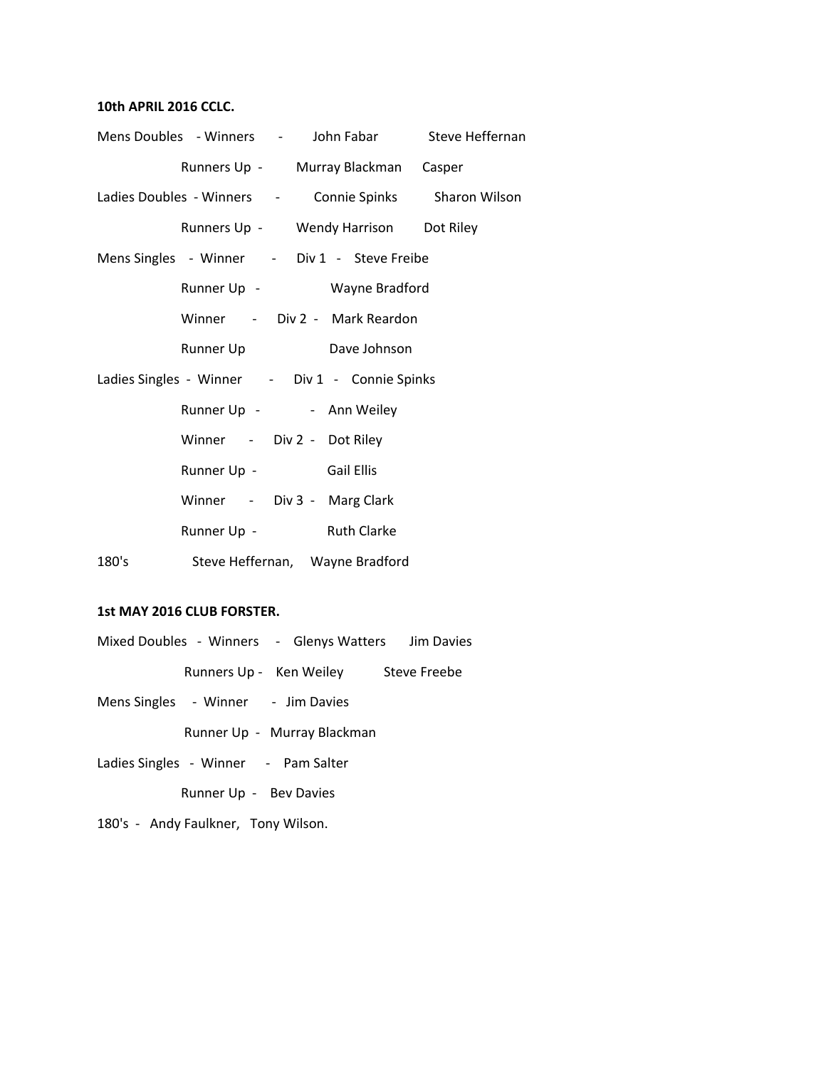**10th APRIL 2016 CCLC.**

Mens Doubles - Winners - John Fabar Steve Heffernan

Runners Up - Murray Blackman Casper

Ladies Doubles - Winners - Connie Spinks Sharon Wilson

Runners Up - Wendy Harrison Dot Riley

Mens Singles - Winner - Div 1 - Steve Freibe

Runner Up - Wayne Bradford

Winner - Div 2 - Mark Reardon

Runner Up Dave Johnson

Ladies Singles - Winner - Div 1 - Connie Spinks

Runner Up - - Ann Weiley

Winner - Div 2 - Dot Riley

Runner Up - Gail Ellis

Winner - Div 3 - Marg Clark

Runner Up - Ruth Clarke

180's Steve Heffernan, Wayne Bradford

**1st MAY 2016 CLUB FORSTER.**

Mixed Doubles - Winners - Glenys Watters Jim Davies

Runners Up - Ken Weiley Steve Freebe

Mens Singles - Winner - Jim Davies

Runner Up - Murray Blackman

Ladies Singles - Winner - Pam Salter

Runner Up - Bev Davies

180's - Andy Faulkner, Tony Wilson.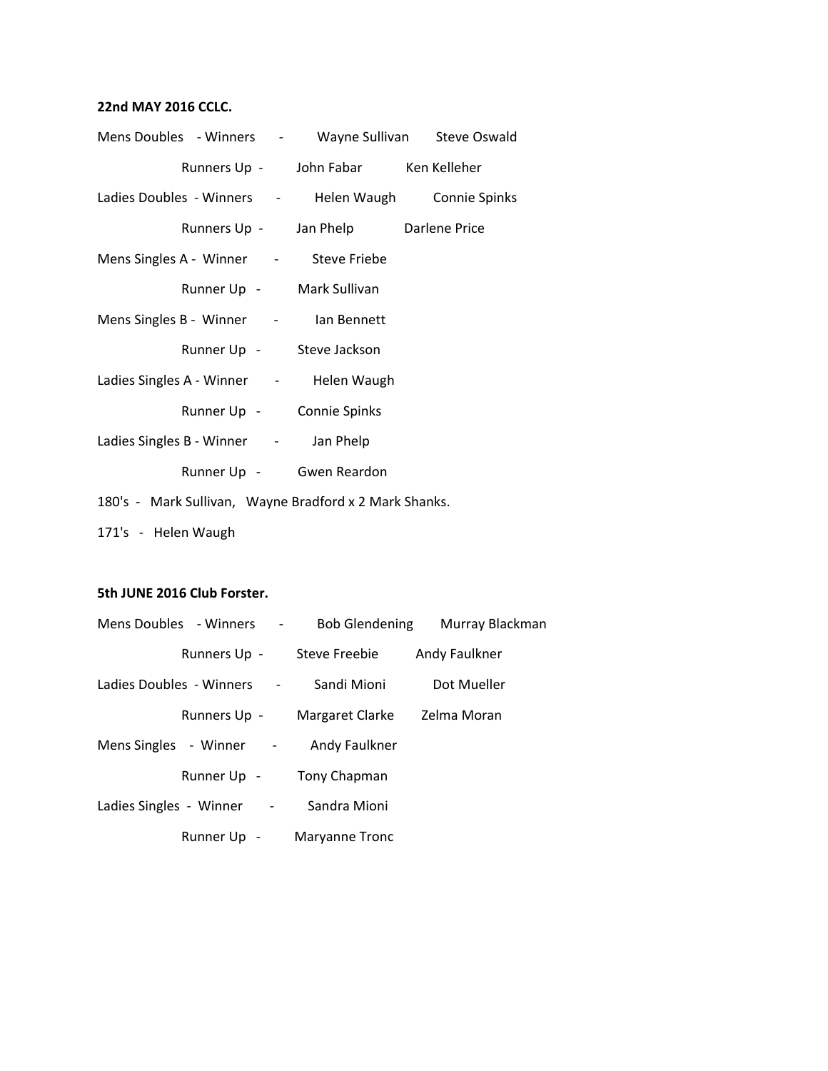**22nd MAY 2016 CCLC.**

Mens Doubles - Winners - Wayne Sullivan Steve Oswald

Runners Up - John Fabar Ken Kelleher

Ladies Doubles - Winners - Helen Waugh Connie Spinks

Runners Up - Jan Phelp Darlene Price

Mens Singles A - Winner - Steve Friebe

Runner Up - Mark Sullivan

Mens Singles B - Winner - Ian Bennett

Runner Up - Steve Jackson

Ladies Singles A - Winner - Helen Waugh

Runner Up - Connie Spinks

Ladies Singles B - Winner - Jan Phelp

Runner Up - Gwen Reardon

180's - Mark Sullivan, Wayne Bradford x 2 Mark Shanks.

171's - Helen Waugh

**5th JUNE 2016 Club Forster.**

Mens Doubles - Winners - Bob Glendening Murray Blackman

Runners Up - Steve Freebie Andy Faulkner

Ladies Doubles - Winners - Sandi Mioni Dot Mueller

Runners Up - Margaret Clarke Zelma Moran

Mens Singles - Winner - Andy Faulkner

Runner Up - Tony Chapman

Ladies Singles - Winner - Sandra Mioni

Runner Up - Maryanne Tronc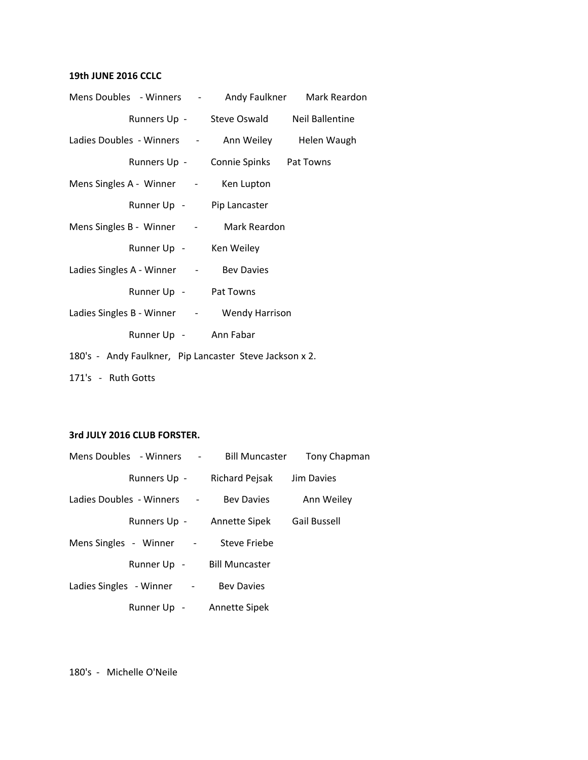**19th JUNE 2016 CCLC**

Mens Doubles - Winners - Andy Faulkner Mark Reardon

Runners Up - Steve Oswald Neil Ballentine

Ladies Doubles - Winners - Ann Weiley Helen Waugh

Runners Up - Connie Spinks Pat Towns

Mens Singles A - Winner - Ken Lupton

Runner Up - Pip Lancaster

Mens Singles B - Winner - Mark Reardon

Runner Up - Ken Weiley

Ladies Singles A - Winner - Bev Davies

Runner Up - Pat Towns

Ladies Singles B - Winner - Wendy Harrison

Runner Up - Ann Fabar

180's - Andy Faulkner, Pip Lancaster Steve Jackson x 2.

171's - Ruth Gotts

**3rd JULY 2016 CLUB FORSTER.**

Mens Doubles - Winners - Bill Muncaster Tony Chapman

Runners Up - Richard Pejsak Jim Davies

Ladies Doubles - Winners - Bev Davies Ann Weiley

Runners Up - Annette Sipek Gail Bussell

Mens Singles - Winner - Steve Friebe

Runner Up - Bill Muncaster

Ladies Singles - Winner - Bev Davies

Runner Up - Annette Sipek

180's - Michelle O'Neile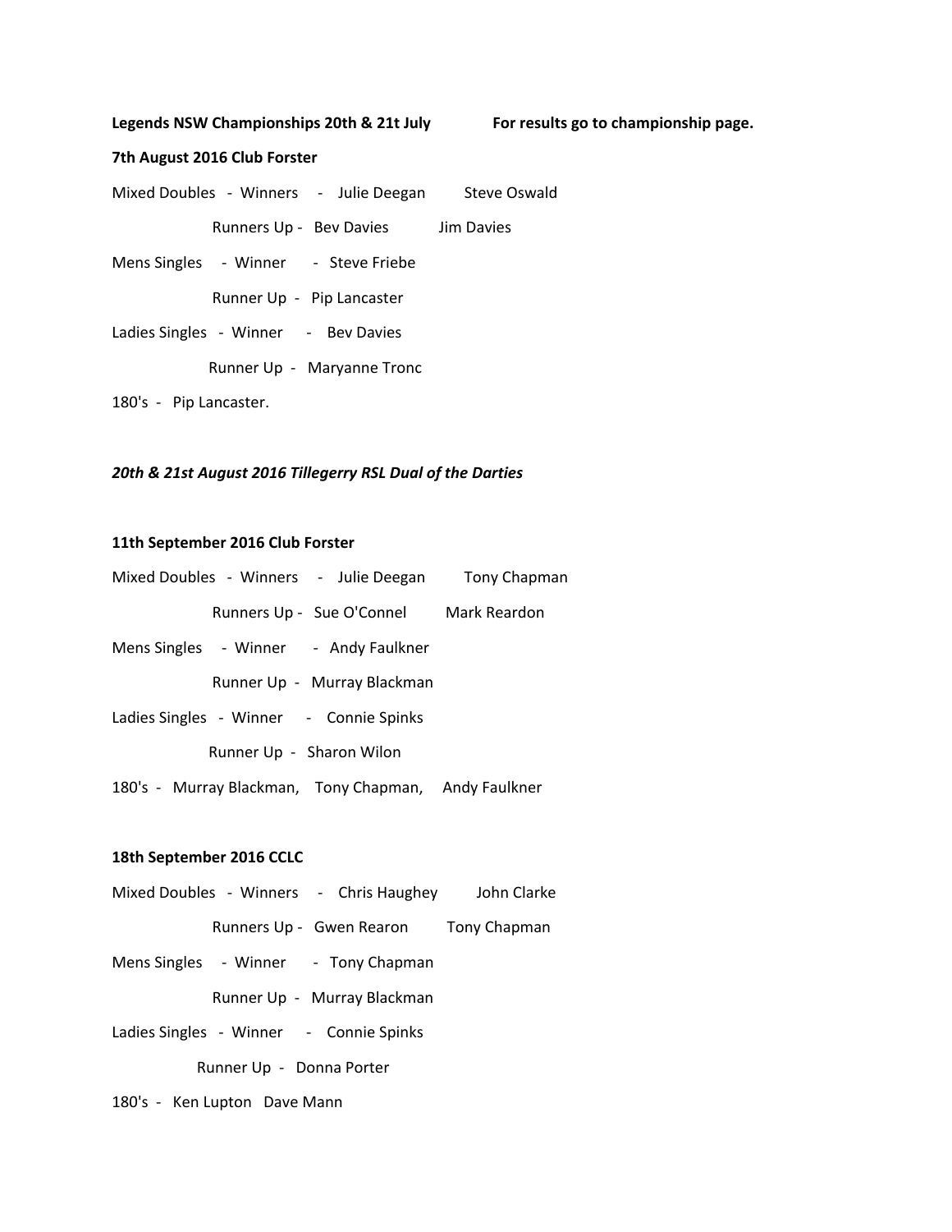**Legends NSW Championships 20th & 21t July** **For results go to championship page.**

**7th August 2016 Club Forster**

Mixed Doubles - Winners - Julie Deegan Steve Oswald

Runners Up - Bev Davies Jim Davies

Mens Singles - Winner - Steve Friebe

Runner Up - Pip Lancaster

Ladies Singles - Winner - Bev Davies

Runner Up - Maryanne Tronc

180's - Pip Lancaster.

***20th & 21st August 2016 Tillegerry RSL Dual of the Darties***

**11th September 2016 Club Forster**

Mixed Doubles - Winners - Julie Deegan Tony Chapman

Runners Up - Sue O'Connel Mark Reardon

Mens Singles - Winner - Andy Faulkner

Runner Up - Murray Blackman

Ladies Singles - Winner - Connie Spinks

Runner Up - Sharon Wilon

180's - Murray Blackman, Tony Chapman, Andy Faulkner

**18th September 2016 CCLC**

Mixed Doubles - Winners - Chris Haughey John Clarke

Runners Up - Gwen Rearon Tony Chapman

Mens Singles - Winner - Tony Chapman

Runner Up - Murray Blackman

Ladies Singles - Winner - Connie Spinks

Runner Up - Donna Porter

180's - Ken Lupton Dave Mann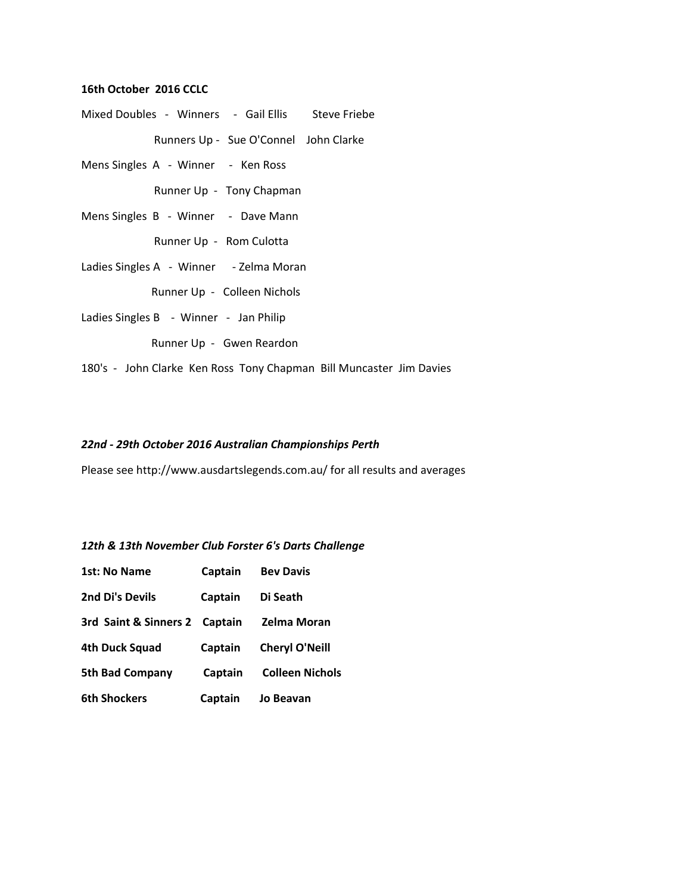**16th October 2016 CCLC**

Mixed Doubles - Winners - Gail Ellis Steve Friebe

Runners Up - Sue O'Connel John Clarke

Mens Singles A - Winner - Ken Ross

Runner Up - Tony Chapman

Mens Singles B - Winner - Dave Mann

Runner Up - Rom Culotta

Ladies Singles A - Winner - Zelma Moran

Runner Up - Colleen Nichols

Ladies Singles B - Winner - Jan Philip

Runner Up - Gwen Reardon

180's - John Clarke Ken Ross Tony Chapman Bill Muncaster Jim Davies

***22nd - 29th October 2016 Australian Championships Perth***

Please see http://www.ausdartslegends.com.au/ for all results and averages

***12th & 13th November Club Forster 6's Darts Challenge***

| | | |
|---|---|---|
| **1st: No Name** | **Captain** | **Bev Davis** |
| **2nd Di's Devils** | **Captain** | **Di Seath** |
| **3rd Saint & Sinners 2** | **Captain** | **Zelma Moran** |
| **4th Duck Squad** | **Captain** | **Cheryl O'Neill** |
| **5th Bad Company** | **Captain** | **Colleen Nichols** |
| **6th Shockers** | **Captain** | **Jo Beavan** |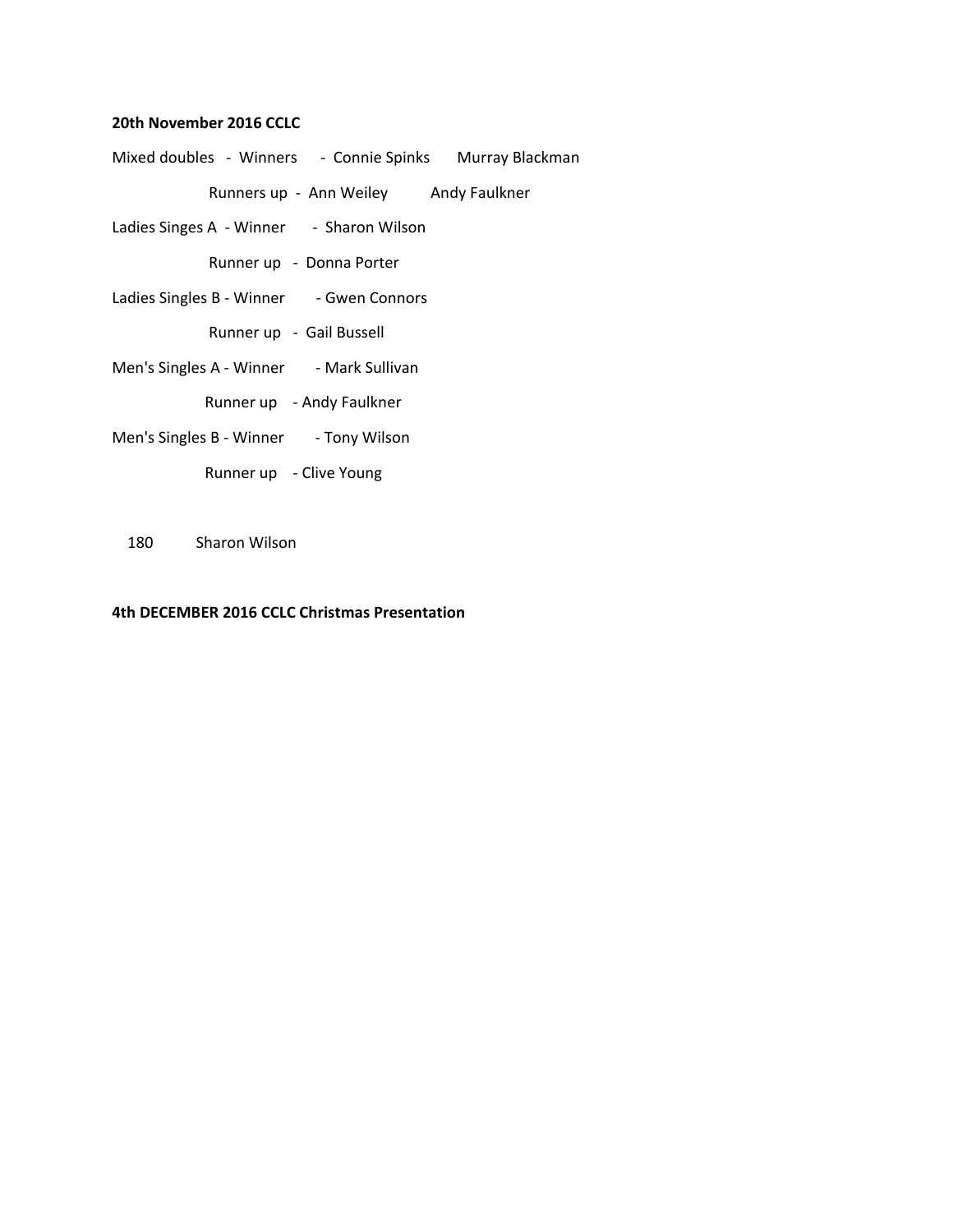**20th November 2016 CCLC**

Mixed doubles - Winners - Connie Spinks Murray Blackman

Runners up - Ann Weiley Andy Faulkner

Ladies Singes A - Winner - Sharon Wilson

Runner up - Donna Porter

Ladies Singles B - Winner - Gwen Connors

Runner up - Gail Bussell

Men's Singles A - Winner - Mark Sullivan

Runner up - Andy Faulkner

Men's Singles B - Winner - Tony Wilson

Runner up - Clive Young

180 Sharon Wilson

**4th DECEMBER 2016 CCLC Christmas Presentation**